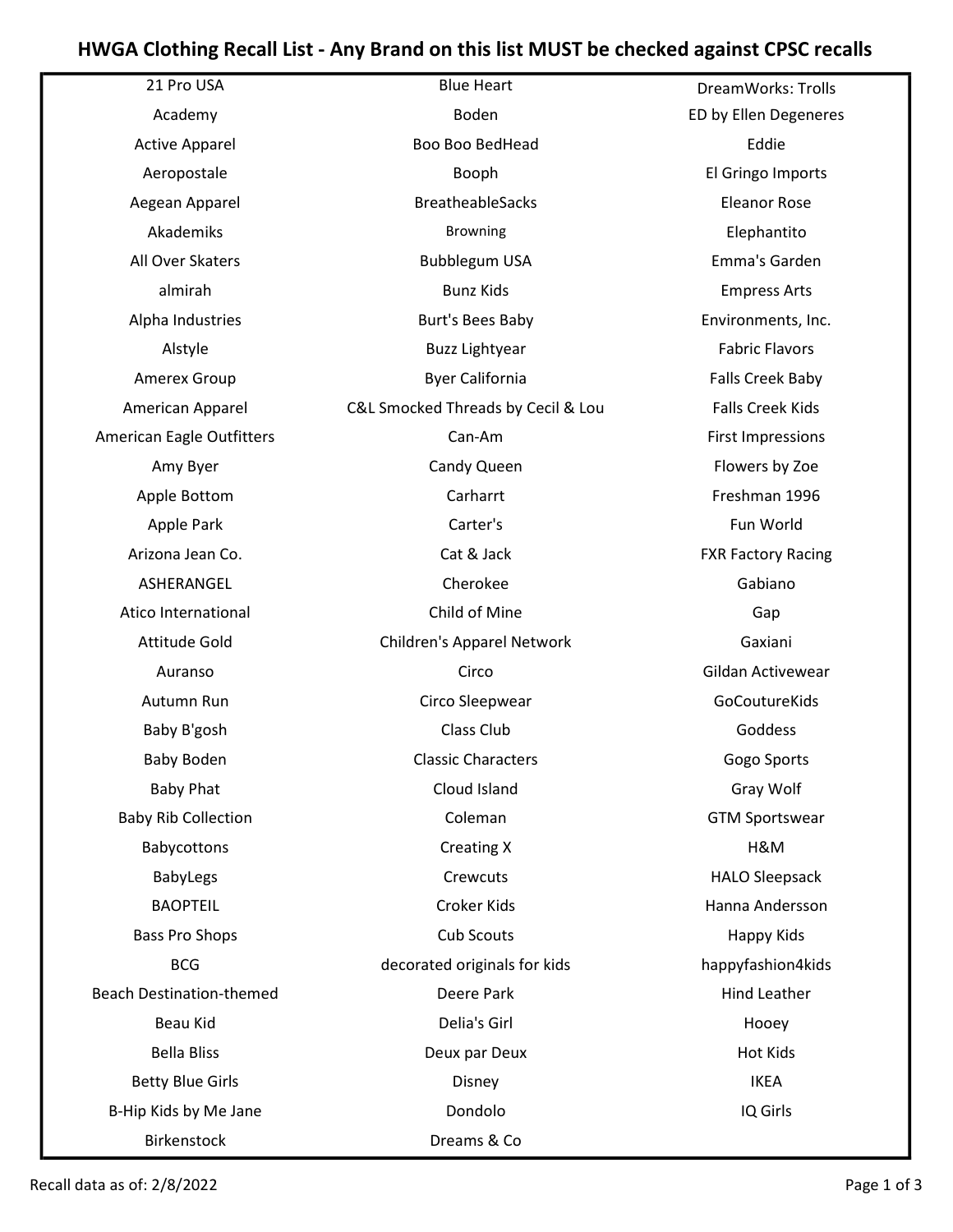# HWGA Clothing Recall List - Any Brand on this list MUST be checked against CPSC recalls

- 21 Pro USA
- Academy
- Active Apparel
- Aeropostale
- Aegean Apparel
- Akademiks
- All Over Skaters
- almirah
- Alpha Industries
- Alstyle
- Amerex Group
- American Apparel
- American Eagle Outfitters
- Amy Byer
- Apple Bottom
- Apple Park
- Arizona Jean Co.
- ASHERANGEL
- Atico International
- Attitude Gold
- Auranso
- Autumn Run
- Baby B'gosh
- Baby Boden
- Baby Phat
- Baby Rib Collection
- Babycottons
- BabyLegs
- BAOPTEIL
- Bass Pro Shops
- BCG
- Beach Destination-themed
- Beau Kid
- Bella Bliss
- Betty Blue Girls
- B-Hip Kids by Me Jane
- Birkenstock
- Blue Heart
- Boden
- Boo Boo BedHead
- Booph
- BreatheableSacks
- Browning
- Bubblegum USA
- Bunz Kids
- Burt's Bees Baby
- Buzz Lightyear
- Byer California
- C&L Smocked Threads by Cecil & Lou
- Can-Am
- Candy Queen
- Carharrt
- Carter's
- Cat & Jack
- Cherokee
- Child of Mine
- Children's Apparel Network
- Circo
- Circo Sleepwear
- Class Club
- Classic Characters
- Cloud Island
- Coleman
- Creating X
- Crewcuts
- Croker Kids
- Cub Scouts
- decorated originals for kids
- Deere Park
- Delia's Girl
- Deux par Deux
- Disney
- Dondolo
- Dreams & Co
- DreamWorks: Trolls
- ED by Ellen Degeneres
- Eddie
- El Gringo Imports
- Eleanor Rose
- Elephantito
- Emma's Garden
- Empress Arts
- Environments, Inc.
- Fabric Flavors
- Falls Creek Baby
- Falls Creek Kids
- First Impressions
- Flowers by Zoe
- Freshman 1996
- Fun World
- FXR Factory Racing
- Gabiano
- Gap
- Gaxiani
- Gildan Activewear
- GoCoutureKids
- Goddess
- Gogo Sports
- Gray Wolf
- GTM Sportswear
- H&M
- HALO Sleepsack
- Hanna Andersson
- Happy Kids
- happyfashion4kids
- Hind Leather
- Hooey
- Hot Kids
- IKEA
- IQ Girls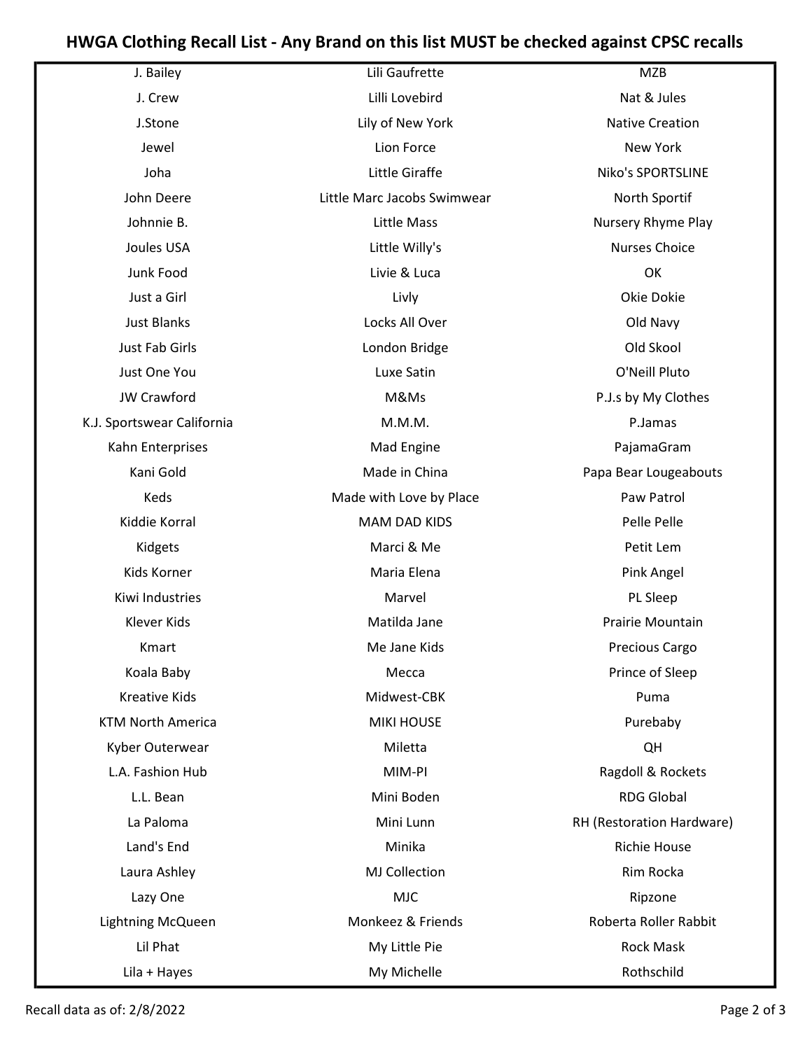# HWGA Clothing Recall List - Any Brand on this list MUST be checked against CPSC recalls

| | | |
|---|---|---|
| J. Bailey | Lili Gaufrette | MZB |
| J. Crew | Lilli Lovebird | Nat & Jules |
| J.Stone | Lily of New York | Native Creation |
| Jewel | Lion Force | New York |
| Joha | Little Giraffe | Niko's SPORTSLINE |
| John Deere | Little Marc Jacobs Swimwear | North Sportif |
| Johnnie B. | Little Mass | Nursery Rhyme Play |
| Joules USA | Little Willy's | Nurses Choice |
| Junk Food | Livie & Luca | OK |
| Just a Girl | Livly | Okie Dokie |
| Just Blanks | Locks All Over | Old Navy |
| Just Fab Girls | London Bridge | Old Skool |
| Just One You | Luxe Satin | O'Neill Pluto |
| JW Crawford | M&Ms | P.J.s by My Clothes |
| K.J. Sportswear California | M.M.M. | P.Jamas |
| Kahn Enterprises | Mad Engine | PajamaGram |
| Kani Gold | Made in China | Papa Bear Lougeabouts |
| Keds | Made with Love by Place | Paw Patrol |
| Kiddie Korral | MAM DAD KIDS | Pelle Pelle |
| Kidgets | Marci & Me | Petit Lem |
| Kids Korner | Maria Elena | Pink Angel |
| Kiwi Industries | Marvel | PL Sleep |
| Klever Kids | Matilda Jane | Prairie Mountain |
| Kmart | Me Jane Kids | Precious Cargo |
| Koala Baby | Mecca | Prince of Sleep |
| Kreative Kids | Midwest-CBK | Puma |
| KTM North America | MIKI HOUSE | Purebaby |
| Kyber Outerwear | Miletta | QH |
| L.A. Fashion Hub | MIM-PI | Ragdoll & Rockets |
| L.L. Bean | Mini Boden | RDG Global |
| La Paloma | Mini Lunn | RH (Restoration Hardware) |
| Land's End | Minika | Richie House |
| Laura Ashley | MJ Collection | Rim Rocka |
| Lazy One | MJC | Ripzone |
| Lightning McQueen | Monkeez & Friends | Roberta Roller Rabbit |
| Lil Phat | My Little Pie | Rock Mask |
| Lila + Hayes | My Michelle | Rothschild |

Recall data as of: 2/8/2022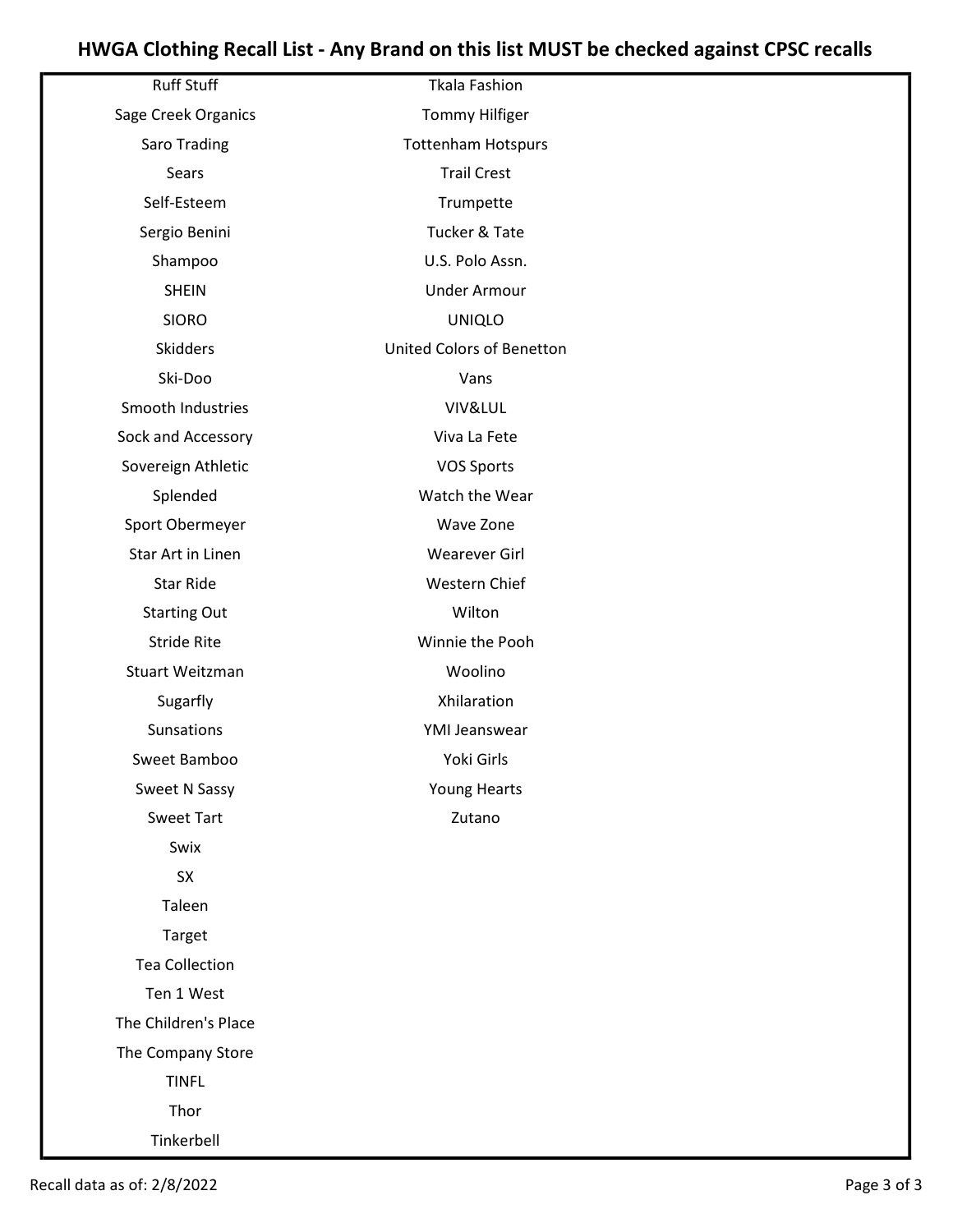# HWGA Clothing Recall List - Any Brand on this list MUST be checked against CPSC recalls

| | |
|---|---|
| Ruff Stuff | Tkala Fashion |
| Sage Creek Organics | Tommy Hilfiger |
| Saro Trading | Tottenham Hotspurs |
| Sears | Trail Crest |
| Self-Esteem | Trumpette |
| Sergio Benini | Tucker & Tate |
| Shampoo | U.S. Polo Assn. |
| SHEIN | Under Armour |
| SIORO | UNIQLO |
| Skidders | United Colors of Benetton |
| Ski-Doo | Vans |
| Smooth Industries | VIV&LUL |
| Sock and Accessory | Viva La Fete |
| Sovereign Athletic | VOS Sports |
| Splended | Watch the Wear |
| Sport Obermeyer | Wave Zone |
| Star Art in Linen | Wearever Girl |
| Star Ride | Western Chief |
| Starting Out | Wilton |
| Stride Rite | Winnie the Pooh |
| Stuart Weitzman | Woolino |
| Sugarfly | Xhilaration |
| Sunsations | YMI Jeanswear |
| Sweet Bamboo | Yoki Girls |
| Sweet N Sassy | Young Hearts |
| Sweet Tart | Zutano |
| Swix | |
| SX | |
| Taleen | |
| Target | |
| Tea Collection | |
| Ten 1 West | |
| The Children's Place | |
| The Company Store | |
| TINFL | |
| Thor | |
| Tinkerbell | |

Recall data as of: 2/8/2022